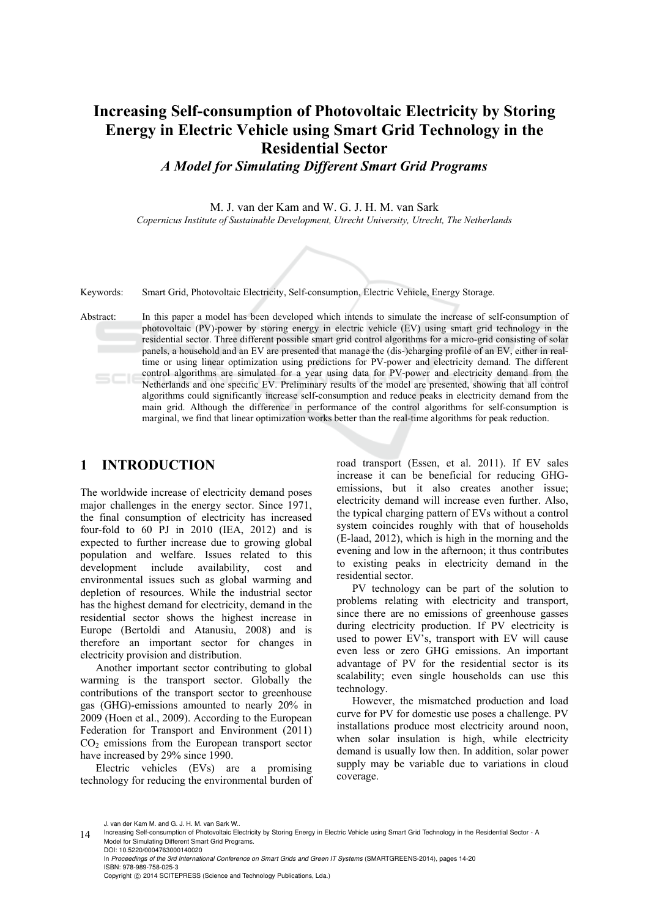# Increasing Self-consumption of Photovoltaic Electricity by Storing Energy in Electric Vehicle using Smart Grid Technology in the Residential Sector

## *A Model for Simulating Different Smart Grid Programs*

M. J. van der Kam and W. G. J. H. M. van Sark

*Copernicus Institute of Sustainable Development, Utrecht University, Utrecht, The Netherlands*

Keywords: Smart Grid, Photovoltaic Electricity, Self-consumption, Electric Vehicle, Energy Storage.

Abstract: In this paper a model has been developed which intends to simulate the increase of self-consumption of photovoltaic (PV)-power by storing energy in electric vehicle (EV) using smart grid technology in the residential sector. Three different possible smart grid control algorithms for a micro-grid consisting of solar panels, a household and an EV are presented that manage the (dis-)charging profile of an EV, either in real-time or using linear optimization using predictions for PV-power and electricity demand. The different control algorithms are simulated for a year using data for PV-power and electricity demand from the Netherlands and one specific EV. Preliminary results of the model are presented, showing that all control algorithms could significantly increase self-consumption and reduce peaks in electricity demand from the main grid. Although the difference in performance of the control algorithms for self-consumption is marginal, we find that linear optimization works better than the real-time algorithms for peak reduction.

## 1 INTRODUCTION

The worldwide increase of electricity demand poses major challenges in the energy sector. Since 1971, the final consumption of electricity has increased four-fold to 60 PJ in 2010 (IEA, 2012) and is expected to further increase due to growing global population and welfare. Issues related to this development include availability, cost and environmental issues such as global warming and depletion of resources. While the industrial sector has the highest demand for electricity, demand in the residential sector shows the highest increase in Europe (Bertoldi and Atanusiu, 2008) and is therefore an important sector for changes in electricity provision and distribution.

Another important sector contributing to global warming is the transport sector. Globally the contributions of the transport sector to greenhouse gas (GHG)-emissions amounted to nearly 20% in 2009 (Hoen et al., 2009). According to the European Federation for Transport and Environment (2011) $CO_2$ emissions from the European transport sector have increased by 29% since 1990.

Electric vehicles (EVs) are a promising technology for reducing the environmental burden of road transport (Essen, et al. 2011). If EV sales increase it can be beneficial for reducing GHG-emissions, but it also creates another issue; electricity demand will increase even further. Also, the typical charging pattern of EVs without a control system coincides roughly with that of households (E-laad, 2012), which is high in the morning and the evening and low in the afternoon; it thus contributes to existing peaks in electricity demand in the residential sector.

PV technology can be part of the solution to problems relating with electricity and transport, since there are no emissions of greenhouse gasses during electricity production. If PV electricity is used to power EV's, transport with EV will cause even less or zero GHG emissions. An important advantage of PV for the residential sector is its scalability; even single households can use this technology.

However, the mismatched production and load curve for PV for domestic use poses a challenge. PV installations produce most electricity around noon, when solar insulation is high, while electricity demand is usually low then. In addition, solar power supply may be variable due to variations in cloud coverage.

J. van der Kam M. and G. J. H. M. van Sark W..
Increasing Self-consumption of Photovoltaic Electricity by Storing Energy in Electric Vehicle using Smart Grid Technology in the Residential Sector - A Model for Simulating Different Smart Grid Programs.
DOI: 10.5220/0004763000140020
In *Proceedings of the 3rd International Conference on Smart Grids and Green IT Systems* (SMARTGREENS-2014), pages 14-20
ISBN: 978-989-758-025-3
Copyright © 2014 SCITEPRESS (Science and Technology Publications, Lda.)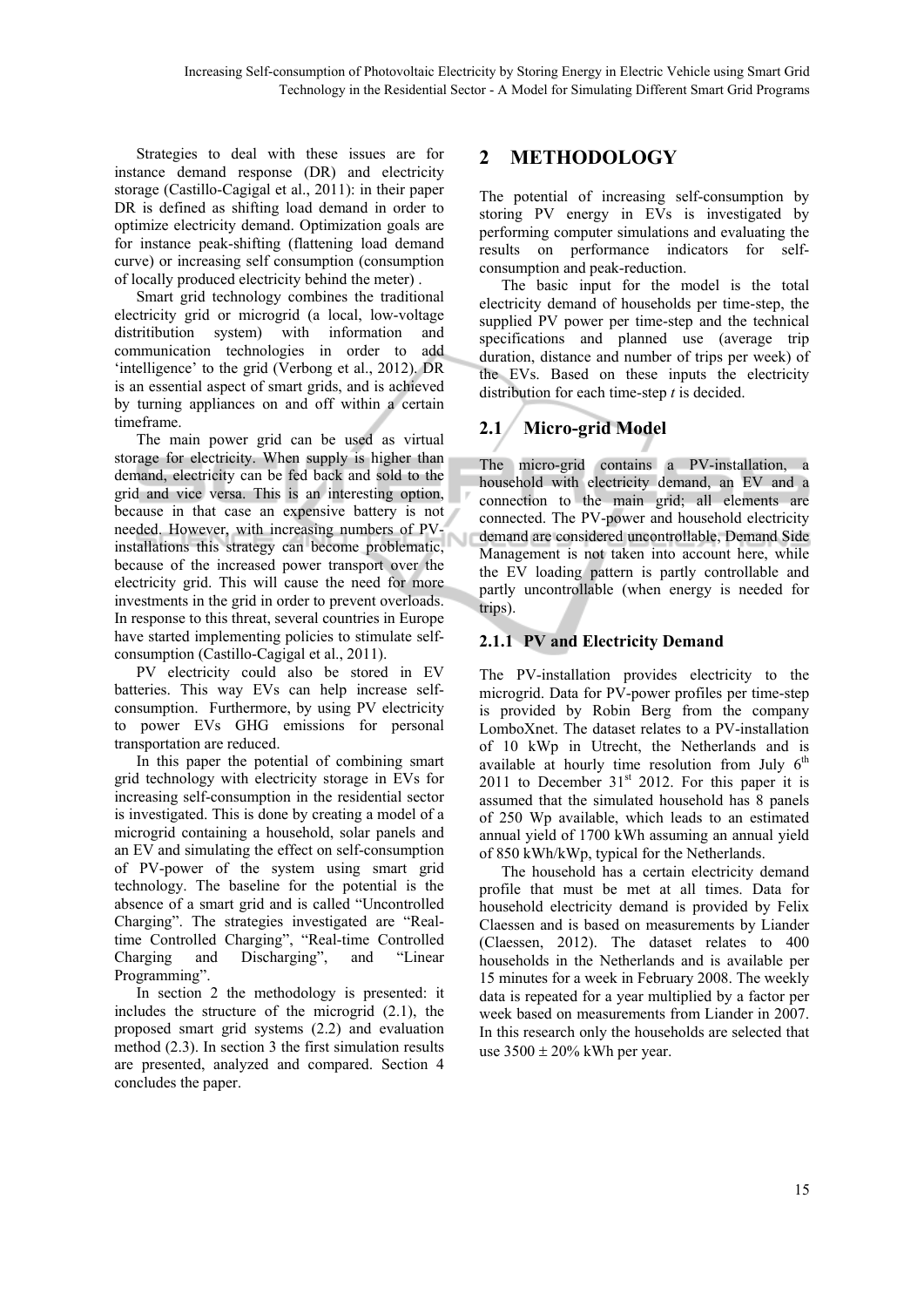Strategies to deal with these issues are for instance demand response (DR) and electricity storage (Castillo-Cagigal et al., 2011): in their paper DR is defined as shifting load demand in order to optimize electricity demand. Optimization goals are for instance peak-shifting (flattening load demand curve) or increasing self consumption (consumption of locally produced electricity behind the meter) .

Smart grid technology combines the traditional electricity grid or microgrid (a local, low-voltage distritibution system) with information and communication technologies in order to add 'intelligence' to the grid (Verbong et al., 2012). DR is an essential aspect of smart grids, and is achieved by turning appliances on and off within a certain timeframe.

The main power grid can be used as virtual storage for electricity. When supply is higher than demand, electricity can be fed back and sold to the grid and vice versa. This is an interesting option, because in that case an expensive battery is not needed. However, with increasing numbers of PV-installations this strategy can become problematic, because of the increased power transport over the electricity grid. This will cause the need for more investments in the grid in order to prevent overloads. In response to this threat, several countries in Europe have started implementing policies to stimulate self-consumption (Castillo-Cagigal et al., 2011).

PV electricity could also be stored in EV batteries. This way EVs can help increase self-consumption. Furthermore, by using PV electricity to power EVs GHG emissions for personal transportation are reduced.

In this paper the potential of combining smart grid technology with electricity storage in EVs for increasing self-consumption in the residential sector is investigated. This is done by creating a model of a microgrid containing a household, solar panels and an EV and simulating the effect on self-consumption of PV-power of the system using smart grid technology. The baseline for the potential is the absence of a smart grid and is called "Uncontrolled Charging". The strategies investigated are "Real-time Controlled Charging", "Real-time Controlled Charging and Discharging", and "Linear Programming".

In section 2 the methodology is presented: it includes the structure of the microgrid (2.1), the proposed smart grid systems (2.2) and evaluation method (2.3). In section 3 the first simulation results are presented, analyzed and compared. Section 4 concludes the paper.

# 2 METHODOLOGY

The potential of increasing self-consumption by storing PV energy in EVs is investigated by performing computer simulations and evaluating the results on performance indicators for self-consumption and peak-reduction.

The basic input for the model is the total electricity demand of households per time-step, the supplied PV power per time-step and the technical specifications and planned use (average trip duration, distance and number of trips per week) of the EVs. Based on these inputs the electricity distribution for each time-step $t$ is decided.

## 2.1 Micro-grid Model

The micro-grid contains a PV-installation, a household with electricity demand, an EV and a connection to the main grid; all elements are connected. The PV-power and household electricity demand are considered uncontrollable, Demand Side Management is not taken into account here, while the EV loading pattern is partly controllable and partly uncontrollable (when energy is needed for trips).

### 2.1.1 PV and Electricity Demand

The PV-installation provides electricity to the microgrid. Data for PV-power profiles per time-step is provided by Robin Berg from the company LomboXnet. The dataset relates to a PV-installation of 10 kWp in Utrecht, the Netherlands and is available at hourly time resolution from July 6th 2011 to December 31st 2012. For this paper it is assumed that the simulated household has 8 panels of 250 Wp available, which leads to an estimated annual yield of 1700 kWh assuming an annual yield of 850 kWh/kWp, typical for the Netherlands.

The household has a certain electricity demand profile that must be met at all times. Data for household electricity demand is provided by Felix Claessen and is based on measurements by Liander (Claessen, 2012). The dataset relates to 400 households in the Netherlands and is available per 15 minutes for a week in February 2008. The weekly data is repeated for a year multiplied by a factor per week based on measurements from Liander in 2007. In this research only the households are selected that use 3500 ± 20% kWh per year.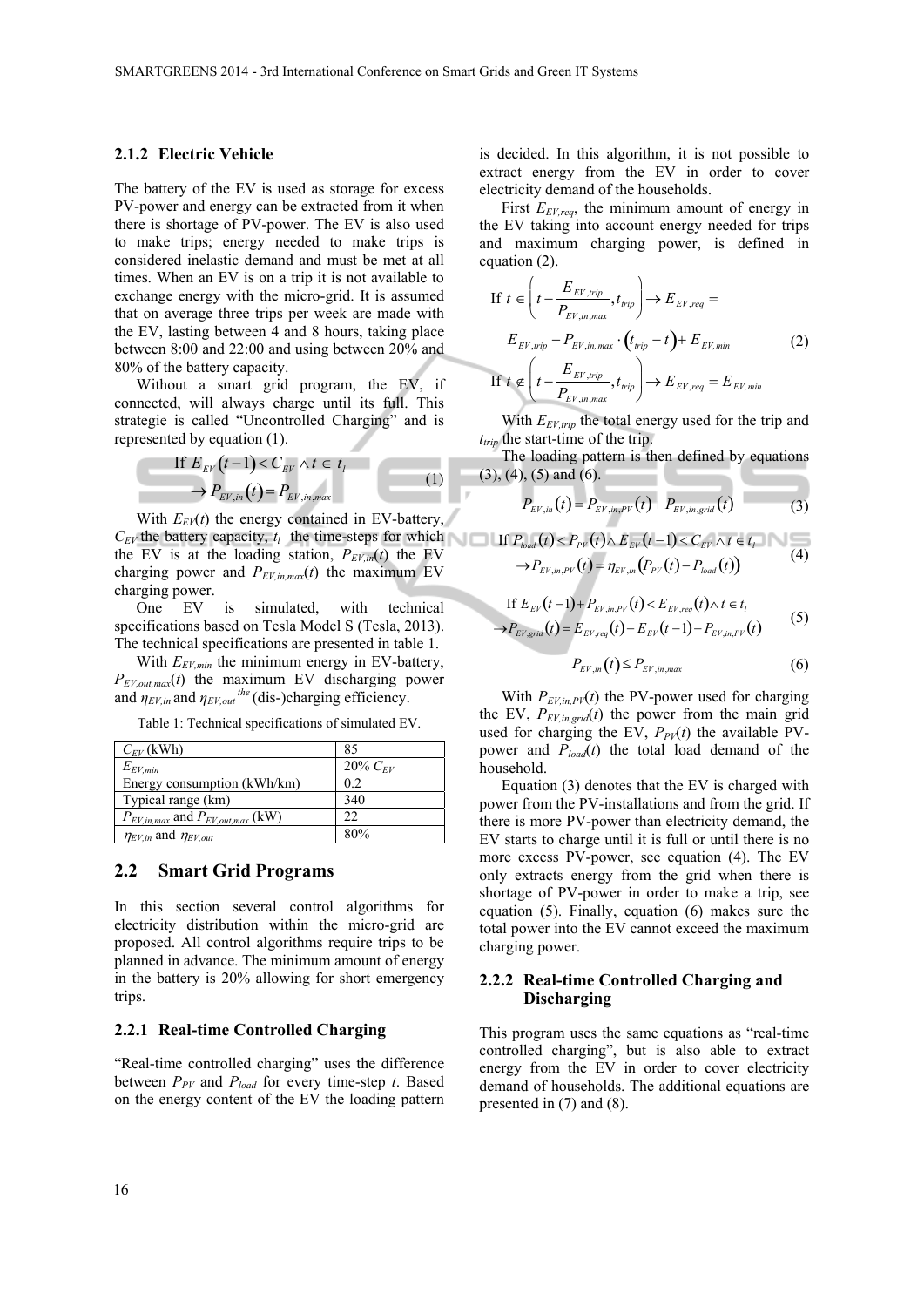### 2.1.2 Electric Vehicle

The battery of the EV is used as storage for excess PV-power and energy can be extracted from it when there is shortage of PV-power. The EV is also used to make trips; energy needed to make trips is considered inelastic demand and must be met at all times. When an EV is on a trip it is not available to exchange energy with the micro-grid. It is assumed that on average three trips per week are made with the EV, lasting between 4 and 8 hours, taking place between 8:00 and 22:00 and using between 20% and 80% of the battery capacity.

Without a smart grid program, the EV, if connected, will always charge until its full. This strategie is called "Uncontrolled Charging" and is represented by equation (1).

$$\text{If } E_{EV}(t-1) < C_{EV} \wedge t \in t_l \rightarrow P_{EV,in}(t) = P_{EV,in,max} \tag{1}$$

With $E_{EV}(t)$ the energy contained in EV-battery, $C_{EV}$ the battery capacity, $t_l$ the time-steps for which the EV is at the loading station, $P_{EV,in}(t)$ the EV charging power and $P_{EV,in,max}(t)$ the maximum EV charging power.

One EV is simulated, with technical specifications based on Tesla Model S (Tesla, 2013). The technical specifications are presented in table 1.

With $E_{EV,min}$ the minimum energy in EV-battery, $P_{EV,out,max}(t)$ the maximum EV discharging power and $\eta_{EV,in}$ and $\eta_{EV,out}$ $^{the}$ (dis-)charging efficiency.

Table 1: Technical specifications of simulated EV.

| | |
|---|---|
| $C_{EV}$ (kWh) | 85 |
| $E_{EV,min}$ | 20% $C_{EV}$ |
| Energy consumption (kWh/km) | 0.2 |
| Typical range (km) | 340 |
| $P_{EV,in,max}$ and $P_{EV,out,max}$ (kW) | 22 |
| $\eta_{EV,in}$ and $\eta_{EV,out}$ | 80% |

## 2.2 Smart Grid Programs

In this section several control algorithms for electricity distribution within the micro-grid are proposed. All control algorithms require trips to be planned in advance. The minimum amount of energy in the battery is 20% allowing for short emergency trips.

### 2.2.1 Real-time Controlled Charging

"Real-time controlled charging" uses the difference between $P_{PV}$ and $P_{load}$ for every time-step $t$. Based on the energy content of the EV the loading pattern is decided. In this algorithm, it is not possible to extract energy from the EV in order to cover electricity demand of the households.

First $E_{EV,req}$, the minimum amount of energy in the EV taking into account energy needed for trips and maximum charging power, is defined in equation (2).

$$\begin{aligned}
&\text{If } t \in \left( t - \frac{E_{EV,trip}}{P_{EV,in,max}}, t_{trip} \right) \rightarrow E_{EV,req} = \\
&E_{EV,trip} - P_{EV,in,max} \cdot (t_{trip} - t) + E_{EV,min} \\
&\text{If } t \notin \left( t - \frac{E_{EV,trip}}{P_{EV,in,max}}, t_{trip} \right) \rightarrow E_{EV,req} = E_{EV,min}
\end{aligned} \tag{2}$$

With $E_{EV,trip}$ the total energy used for the trip and $t_{trip}$ the start-time of the trip.

The loading pattern is then defined by equations (3), (4), (5) and (6).

$$P_{EV,in}(t) = P_{EV,in,PV}(t) + P_{EV,in,grid}(t) \tag{3}$$

$$\text{If } P_{load}(t) < P_{PV}(t) \wedge E_{EV}(t-1) < C_{EV} \wedge t \in t_l \rightarrow P_{EV,in,PV}(t) = \eta_{EV,in}(P_{PV}(t) - P_{load}(t)) \tag{4}$$

$$\text{If } E_{EV}(t-1) + P_{EV,in,PV}(t) < E_{EV,req}(t) \wedge t \in t_l \rightarrow P_{EV,grid}(t) = E_{EV,req}(t) - E_{EV}(t-1) - P_{EV,in,PV}(t) \tag{5}$$

$$P_{EV,in}(t) \leq P_{EV,in,max} \tag{6}$$

With $P_{EV,in,PV}(t)$ the PV-power used for charging the EV, $P_{EV,in,grid}(t)$ the power from the main grid used for charging the EV, $P_{PV}(t)$ the available PV-power and $P_{load}(t)$ the total load demand of the household.

Equation (3) denotes that the EV is charged with power from the PV-installations and from the grid. If there is more PV-power than electricity demand, the EV starts to charge until it is full or until there is no more excess PV-power, see equation (4). The EV only extracts energy from the grid when there is shortage of PV-power in order to make a trip, see equation (5). Finally, equation (6) makes sure the total power into the EV cannot exceed the maximum charging power.

### 2.2.2 Real-time Controlled Charging and Discharging

This program uses the same equations as "real-time controlled charging", but is also able to extract energy from the EV in order to cover electricity demand of households. The additional equations are presented in (7) and (8).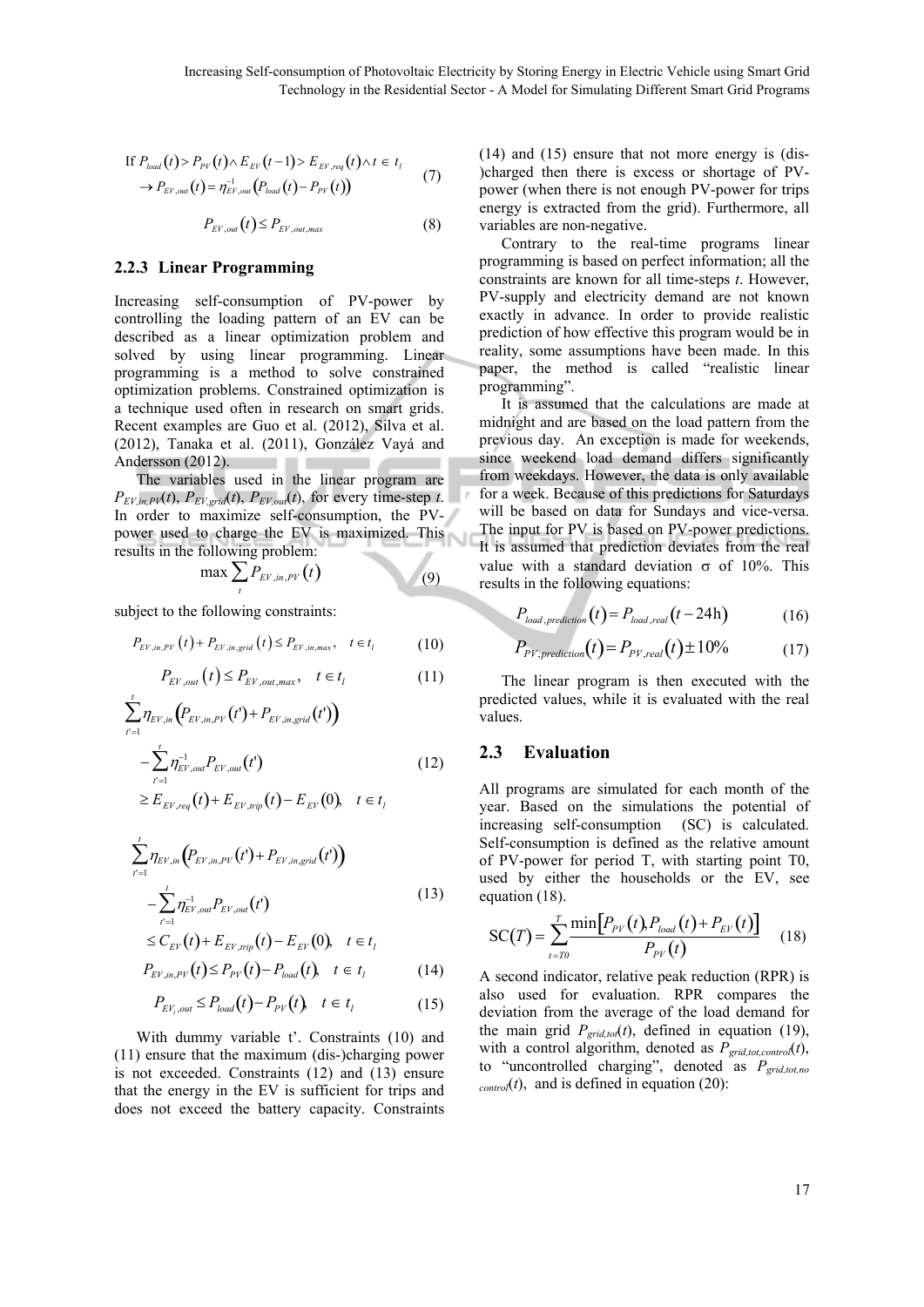$$\text{If } P_{load}(t) > P_{PV}(t) \wedge E_{EV}(t-1) > E_{EV,req}(t) \wedge t \in t_l \\ \rightarrow P_{EV,out}(t) = \eta_{EV,out}^{-1}\left(P_{load}(t) - P_{PV}(t)\right) \tag{7}$$

$$P_{EV,out}(t) \leq P_{EV,out,max} \tag{8}$$

### 2.2.3 Linear Programming

Increasing self-consumption of PV-power by controlling the loading pattern of an EV can be described as a linear optimization problem and solved by using linear programming. Linear programming is a method to solve constrained optimization problems. Constrained optimization is a technique used often in research on smart grids. Recent examples are Guo et al. (2012), Silva et al. (2012), Tanaka et al. (2011), González Vayá and Andersson (2012).

The variables used in the linear program are $P_{EV,in,PV}(t)$, $P_{EV,grid}(t)$, $P_{EV,out}(t)$, for every time-step $t$. In order to maximize self-consumption, the PV-power used to charge the EV is maximized. This results in the following problem:

$$\max \sum_t P_{EV,in,PV}(t) \tag{9}$$

subject to the following constraints:

$$P_{EV,in,PV}(t) + P_{EV,in,grid}(t) \leq P_{EV,in,max}, \quad t \in t_l \tag{10}$$

$$P_{EV,out}(t) \leq P_{EV,out,max}, \quad t \in t_l \tag{11}$$

$$\sum_{t'=1}^{t} \eta_{EV,in}\left(P_{EV,in,PV}(t') + P_{EV,in,grid}(t')\right) - \sum_{t'=1}^{t} \eta_{EV,out}^{-1} P_{EV,out}(t') \geq E_{EV,req}(t) + E_{EV,trip}(t) - E_{EV}(0), \quad t \in t_l \tag{12}$$

$$\sum_{t'=1}^{t} \eta_{EV,in}\left(P_{EV,in,PV}(t') + P_{EV,in,grid}(t')\right) - \sum_{t'=1}^{t} \eta_{EV,out}^{-1} P_{EV,out}(t') \leq C_{EV}(t) + E_{EV,trip}(t) - E_{EV}(0), \quad t \in t_l \tag{13}$$

$$P_{EV,in,PV}(t) \leq P_{PV}(t) - P_{load}(t), \quad t \in t_l \tag{14}$$

$$P_{EV_i,out} \leq P_{load}(t) - P_{PV}(t), \quad t \in t_l \tag{15}$$

With dummy variable t'. Constraints (10) and (11) ensure that the maximum (dis-)charging power is not exceeded. Constraints (12) and (13) ensure that the energy in the EV is sufficient for trips and does not exceed the battery capacity. Constraints (14) and (15) ensure that not more energy is (dis-)charged then there is excess or shortage of PV-power (when there is not enough PV-power for trips energy is extracted from the grid). Furthermore, all variables are non-negative.

Contrary to the real-time programs linear programming is based on perfect information; all the constraints are known for all time-steps $t$. However, PV-supply and electricity demand are not known exactly in advance. In order to provide realistic prediction of how effective this program would be in reality, some assumptions have been made. In this paper, the method is called "realistic linear programming".

It is assumed that the calculations are made at midnight and are based on the load pattern from the previous day. An exception is made for weekends, since weekend load demand differs significantly from weekdays. However, the data is only available for a week. Because of this predictions for Saturdays will be based on data for Sundays and vice-versa. The input for PV is based on PV-power predictions. It is assumed that prediction deviates from the real value with a standard deviation σ of 10%. This results in the following equations:

$$P_{load,prediction}(t) = P_{load,real}(t - 24\text{h}) \tag{16}$$

$$P_{PV,prediction}(t) = P_{PV,real}(t) \pm 10\% \tag{17}$$

The linear program is then executed with the predicted values, while it is evaluated with the real values.

## 2.3 Evaluation

All programs are simulated for each month of the year. Based on the simulations the potential of increasing self-consumption (SC) is calculated. Self-consumption is defined as the relative amount of PV-power for period T, with starting point T0, used by either the households or the EV, see equation (18).

$$\text{SC}(T) = \sum_{t=T0}^{T} \frac{\min\left[P_{PV}(t), P_{load}(t) + P_{EV}(t)\right]}{P_{PV}(t)} \tag{18}$$

A second indicator, relative peak reduction (RPR) is also used for evaluation. RPR compares the deviation from the average of the load demand for the main grid $P_{grid,tot}(t)$, defined in equation (19), with a control algorithm, denoted as $P_{grid,tot,control}(t)$, to "uncontrolled charging", denoted as $P_{grid,tot,no\ control}(t)$, and is defined in equation (20):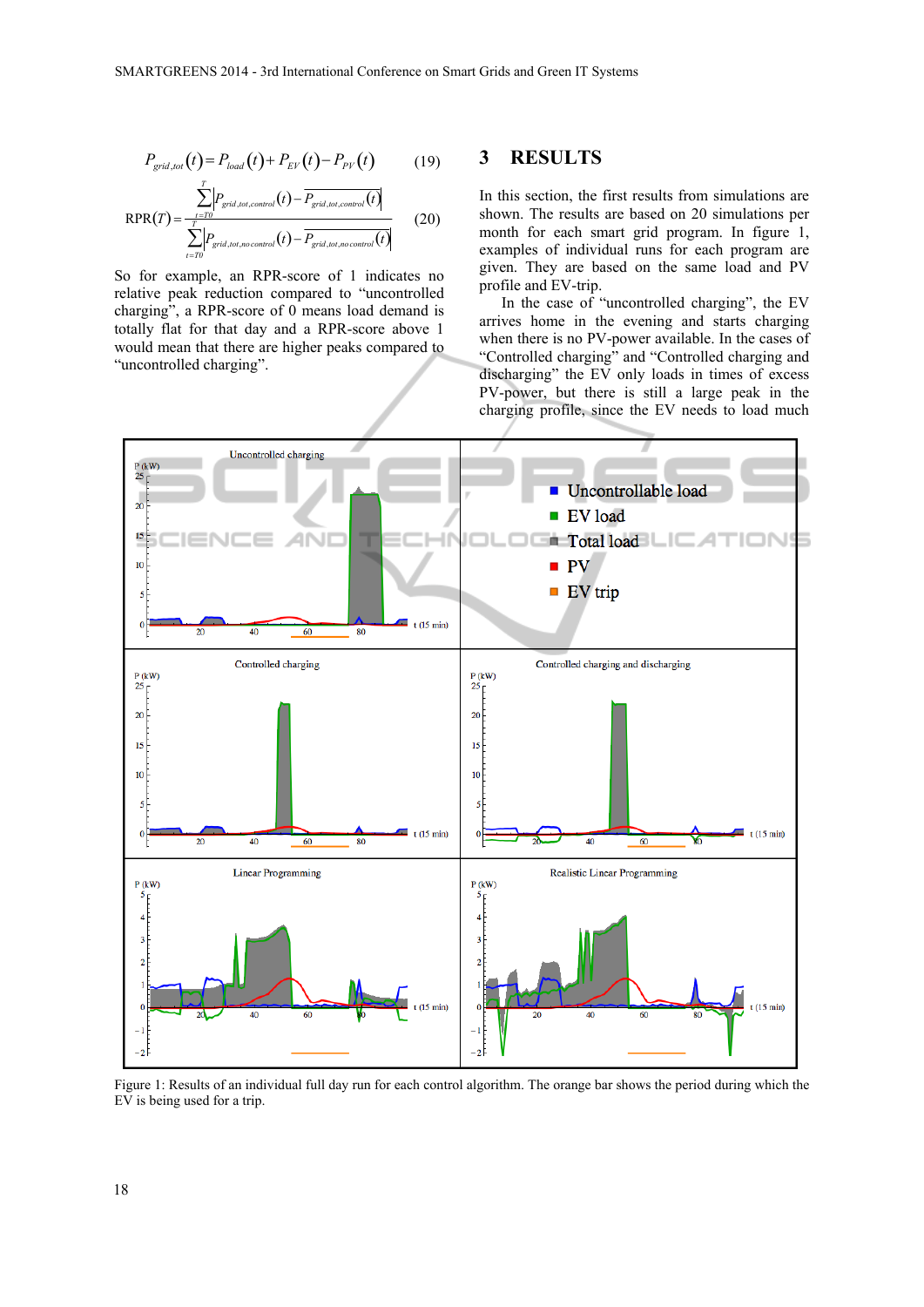$$P_{grid,tot}(t) = P_{load}(t) + P_{EV}(t) - P_{PV}(t) \quad (19)$$

$$\text{RPR}(T) = \frac{\sum_{t=T0}^{T} \left| P_{grid,tot,control}(t) - \overline{P_{grid,tot,control}(t)} \right|}{\sum_{t=T0}^{T} \left| P_{grid,tot,no\,control}(t) - \overline{P_{grid,tot,no\,control}(t)} \right|} \quad (20)$$

So for example, an RPR-score of 1 indicates no relative peak reduction compared to "uncontrolled charging", a RPR-score of 0 means load demand is totally flat for that day and a RPR-score above 1 would mean that there are higher peaks compared to "uncontrolled charging".

# 3 RESULTS

In this section, the first results from simulations are shown. The results are based on 20 simulations per month for each smart grid program. In figure 1, examples of individual runs for each program are given. They are based on the same load and PV profile and EV-trip.

In the case of "uncontrolled charging", the EV arrives home in the evening and starts charging when there is no PV-power available. In the cases of "Controlled charging" and "Controlled charging and discharging" the EV only loads in times of excess PV-power, but there is still a large peak in the charging profile, since the EV needs to load much

Figure 1: Results of an individual full day run for each control algorithm. The orange bar shows the period during which the EV is being used for a trip.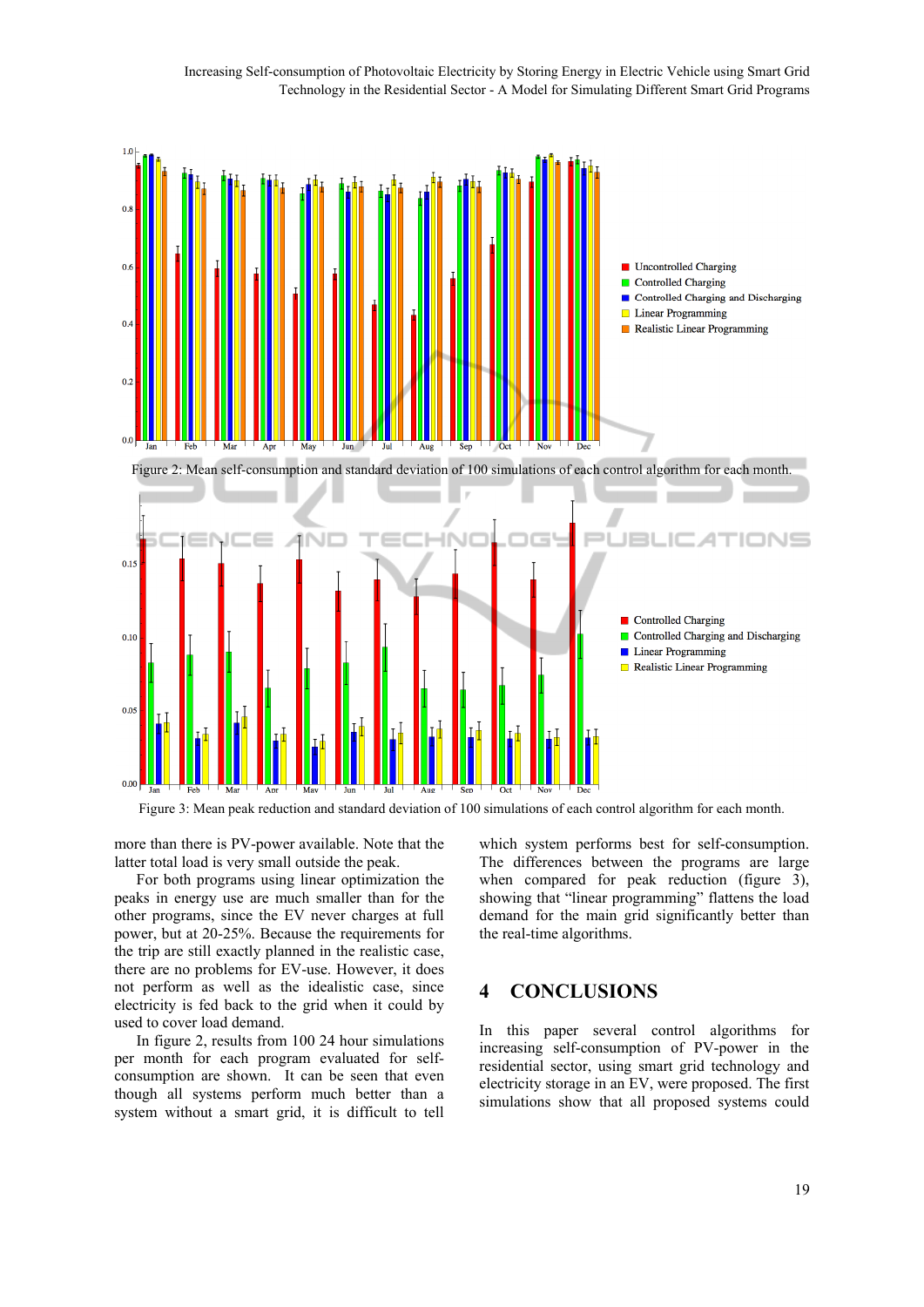Figure 2: Mean self-consumption and standard deviation of 100 simulations of each control algorithm for each month.

Figure 3: Mean peak reduction and standard deviation of 100 simulations of each control algorithm for each month.

more than there is PV-power available. Note that the latter total load is very small outside the peak.

For both programs using linear optimization the peaks in energy use are much smaller than for the other programs, since the EV never charges at full power, but at 20-25%. Because the requirements for the trip are still exactly planned in the realistic case, there are no problems for EV-use. However, it does not perform as well as the idealistic case, since electricity is fed back to the grid when it could by used to cover load demand.

In figure 2, results from 100 24 hour simulations per month for each program evaluated for self-consumption are shown. It can be seen that even though all systems perform much better than a system without a smart grid, it is difficult to tell which system performs best for self-consumption. The differences between the programs are large when compared for peak reduction (figure 3), showing that "linear programming" flattens the load demand for the main grid significantly better than the real-time algorithms.

## 4 CONCLUSIONS

In this paper several control algorithms for increasing self-consumption of PV-power in the residential sector, using smart grid technology and electricity storage in an EV, were proposed. The first simulations show that all proposed systems could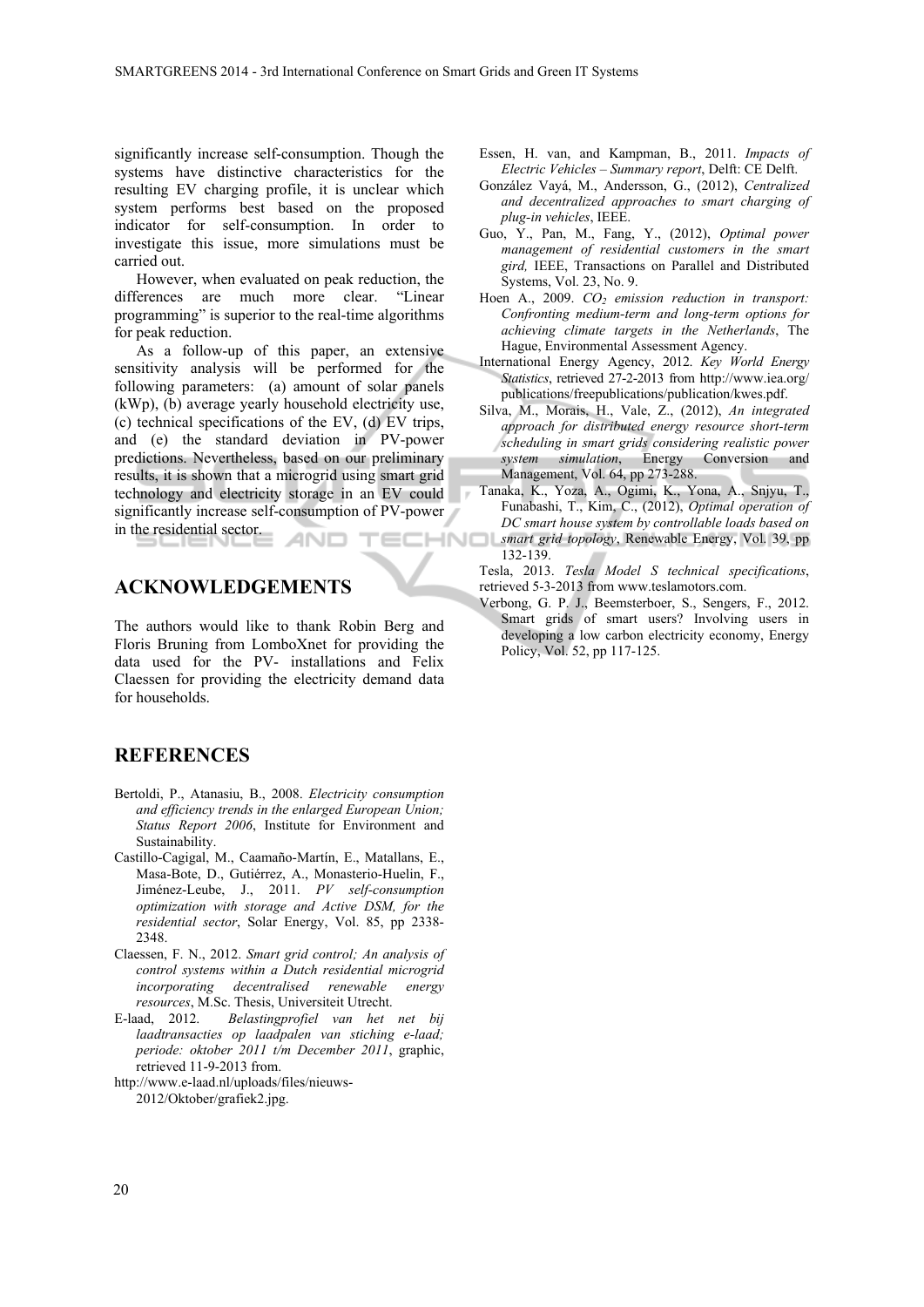significantly increase self-consumption. Though the systems have distinctive characteristics for the resulting EV charging profile, it is unclear which system performs best based on the proposed indicator for self-consumption. In order to investigate this issue, more simulations must be carried out.

However, when evaluated on peak reduction, the differences are much more clear. “Linear programming” is superior to the real-time algorithms for peak reduction.

As a follow-up of this paper, an extensive sensitivity analysis will be performed for the following parameters: (a) amount of solar panels (kWp), (b) average yearly household electricity use, (c) technical specifications of the EV, (d) EV trips, and (e) the standard deviation in PV-power predictions. Nevertheless, based on our preliminary results, it is shown that a microgrid using smart grid technology and electricity storage in an EV could significantly increase self-consumption of PV-power in the residential sector.

## ACKNOWLEDGEMENTS

The authors would like to thank Robin Berg and Floris Bruning from LomboXnet for providing the data used for the PV- installations and Felix Claessen for providing the electricity demand data for households.

## REFERENCES

Bertoldi, P., Atanasiu, B., 2008. *Electricity consumption and efficiency trends in the enlarged European Union; Status Report 2006*, Institute for Environment and Sustainability.

Castillo-Cagigal, M., Caamaño-Martín, E., Matallans, E., Masa-Bote, D., Gutiérrez, A., Monasterio-Huelin, F., Jiménez-Leube, J., 2011. *PV self-consumption optimization with storage and Active DSM, for the residential sector*, Solar Energy, Vol. 85, pp 2338-2348.

Claessen, F. N., 2012. *Smart grid control; An analysis of control systems within a Dutch residential microgrid incorporating decentralised renewable energy resources*, M.Sc. Thesis, Universiteit Utrecht.

E-laad, 2012. *Belastingprofiel van het net bij laadtransacties op laadpalen van stiching e-laad; periode: oktober 2011 t/m December 2011*, graphic, retrieved 11-9-2013 from.

http://www.e-laad.nl/uploads/files/nieuws-2012/Oktober/grafiek2.jpg.

Essen, H. van, and Kampman, B., 2011. *Impacts of Electric Vehicles – Summary report*, Delft: CE Delft.

González Vayá, M., Andersson, G., (2012), *Centralized and decentralized approaches to smart charging of plug-in vehicles*, IEEE.

Guo, Y., Pan, M., Fang, Y., (2012), *Optimal power management of residential customers in the smart gird,* IEEE, Transactions on Parallel and Distributed Systems, Vol. 23, No. 9.

Hoen A., 2009. *$CO_2$ emission reduction in transport: Confronting medium-term and long-term options for achieving climate targets in the Netherlands*, The Hague, Environmental Assessment Agency.

International Energy Agency, 2012. *Key World Energy Statistics*, retrieved 27-2-2013 from http://www.iea.org/publications/freepublications/publication/kwes.pdf.

Silva, M., Morais, H., Vale, Z., (2012), *An integrated approach for distributed energy resource short-term scheduling in smart grids considering realistic power system simulation*, Energy Conversion and Management, Vol. 64, pp 273-288.

Tanaka, K., Yoza, A., Ogimi, K., Yona, A., Snjyu, T., Funabashi, T., Kim, C., (2012), *Optimal operation of DC smart house system by controllable loads based on smart grid topology*, Renewable Energy, Vol. 39, pp 132-139.

Tesla, 2013. *Tesla Model S technical specifications*, retrieved 5-3-2013 from www.teslamotors.com.

Verbong, G. P. J., Beemsterboer, S., Sengers, F., 2012. Smart grids of smart users? Involving users in developing a low carbon electricity economy, Energy Policy, Vol. 52, pp 117-125.